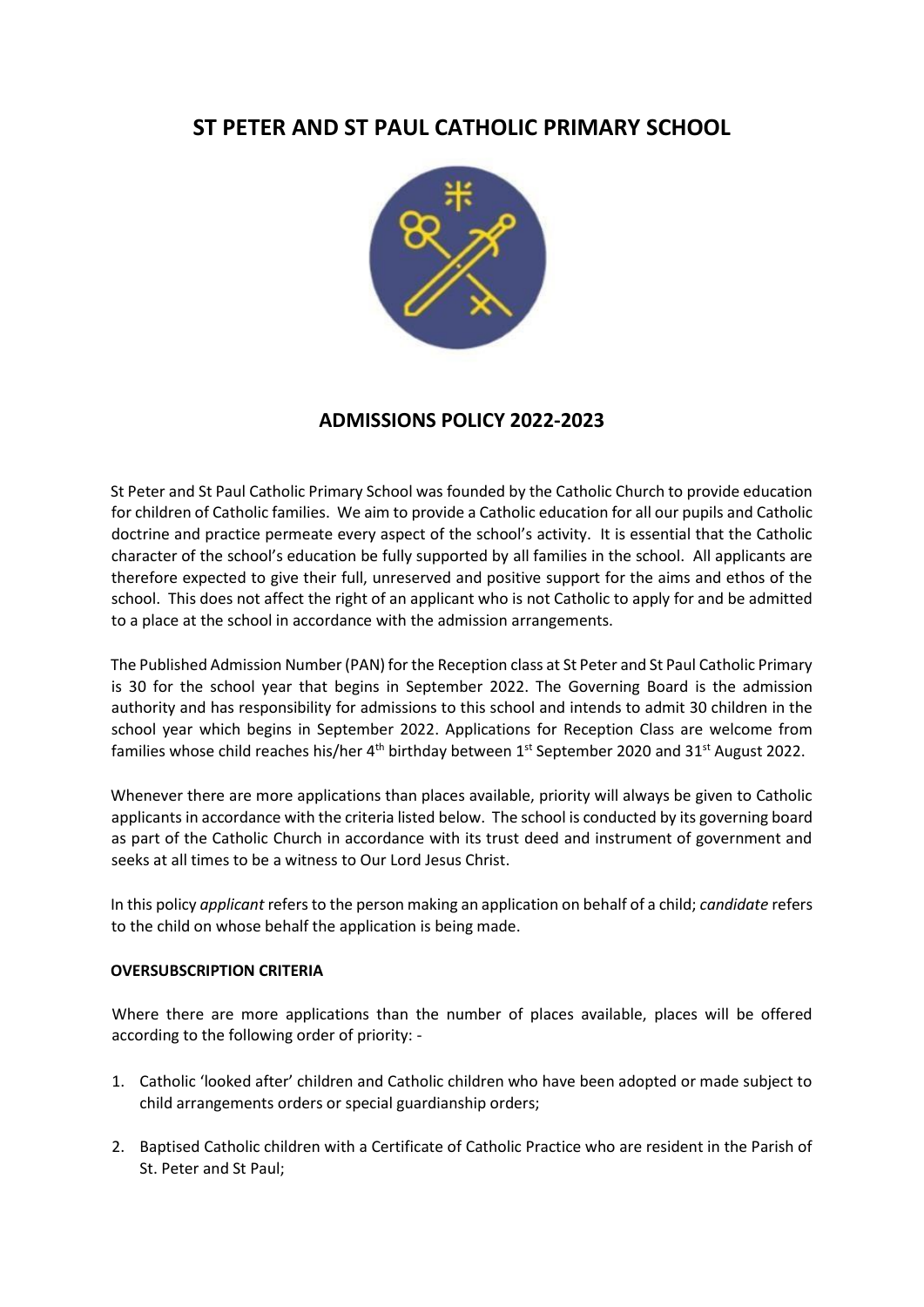# ST PETER AND ST PAUL CATHOLIC PRIMARY SCHOOL

## ADMISSIONS POLICY 2022-2023

St Peter and St Paul Catholic Primary School was founded by the Catholic Church to provide education for children of Catholic families. We aim to provide a Catholic education for all our pupils and Catholic doctrine and practice permeate every aspect of the school's activity. It is essential that the Catholic character of the school's education be fully supported by all families in the school. All applicants are therefore expected to give their full, unreserved and positive support for the aims and ethos of the school. This does not affect the right of an applicant who is not Catholic to apply for and be admitted to a place at the school in accordance with the admission arrangements.

The Published Admission Number (PAN) for the Reception class at St Peter and St Paul Catholic Primary is 30 for the school year that begins in September 2022. The Governing Board is the admission authority and has responsibility for admissions to this school and intends to admit 30 children in the school year which begins in September 2022. Applications for Reception Class are welcome from families whose child reaches his/her 4th birthday between 1st September 2020 and 31st August 2022.

Whenever there are more applications than places available, priority will always be given to Catholic applicants in accordance with the criteria listed below. The school is conducted by its governing board as part of the Catholic Church in accordance with its trust deed and instrument of government and seeks at all times to be a witness to Our Lord Jesus Christ.

In this policy *applicant* refers to the person making an application on behalf of a child; *candidate* refers to the child on whose behalf the application is being made.

**OVERSUBSCRIPTION CRITERIA**

Where there are more applications than the number of places available, places will be offered according to the following order of priority: -

1. Catholic 'looked after' children and Catholic children who have been adopted or made subject to child arrangements orders or special guardianship orders;
2. Baptised Catholic children with a Certificate of Catholic Practice who are resident in the Parish of St. Peter and St Paul;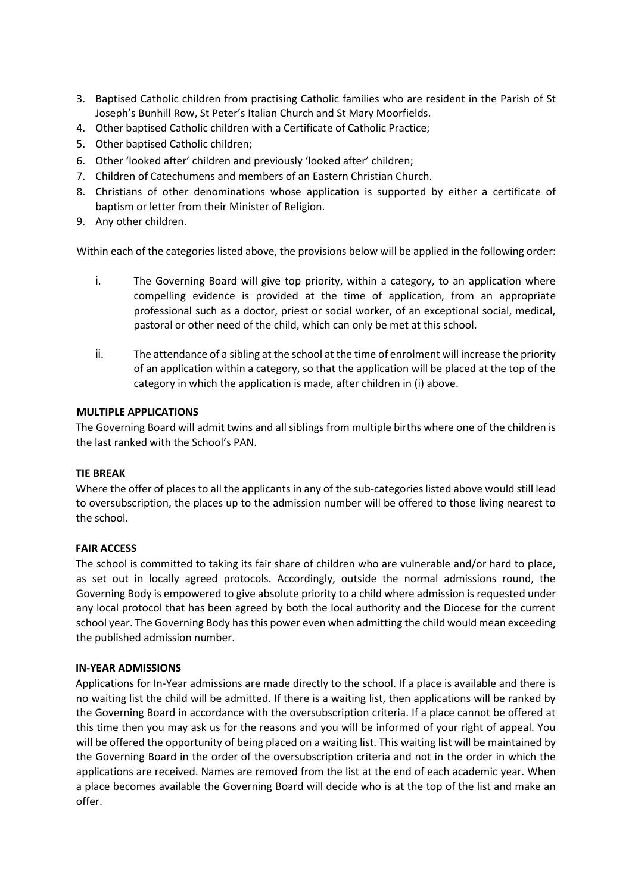3. Baptised Catholic children from practising Catholic families who are resident in the Parish of St Joseph's Bunhill Row, St Peter's Italian Church and St Mary Moorfields.
4. Other baptised Catholic children with a Certificate of Catholic Practice;
5. Other baptised Catholic children;
6. Other 'looked after' children and previously 'looked after' children;
7. Children of Catechumens and members of an Eastern Christian Church.
8. Christians of other denominations whose application is supported by either a certificate of baptism or letter from their Minister of Religion.
9. Any other children.

Within each of the categories listed above, the provisions below will be applied in the following order:

i. The Governing Board will give top priority, within a category, to an application where compelling evidence is provided at the time of application, from an appropriate professional such as a doctor, priest or social worker, of an exceptional social, medical, pastoral or other need of the child, which can only be met at this school.

ii. The attendance of a sibling at the school at the time of enrolment will increase the priority of an application within a category, so that the application will be placed at the top of the category in which the application is made, after children in (i) above.

**MULTIPLE APPLICATIONS**

The Governing Board will admit twins and all siblings from multiple births where one of the children is the last ranked with the School's PAN.

**TIE BREAK**

Where the offer of places to all the applicants in any of the sub-categories listed above would still lead to oversubscription, the places up to the admission number will be offered to those living nearest to the school.

**FAIR ACCESS**

The school is committed to taking its fair share of children who are vulnerable and/or hard to place, as set out in locally agreed protocols. Accordingly, outside the normal admissions round, the Governing Body is empowered to give absolute priority to a child where admission is requested under any local protocol that has been agreed by both the local authority and the Diocese for the current school year. The Governing Body has this power even when admitting the child would mean exceeding the published admission number.

**IN-YEAR ADMISSIONS**

Applications for In-Year admissions are made directly to the school. If a place is available and there is no waiting list the child will be admitted. If there is a waiting list, then applications will be ranked by the Governing Board in accordance with the oversubscription criteria. If a place cannot be offered at this time then you may ask us for the reasons and you will be informed of your right of appeal. You will be offered the opportunity of being placed on a waiting list. This waiting list will be maintained by the Governing Board in the order of the oversubscription criteria and not in the order in which the applications are received. Names are removed from the list at the end of each academic year. When a place becomes available the Governing Board will decide who is at the top of the list and make an offer.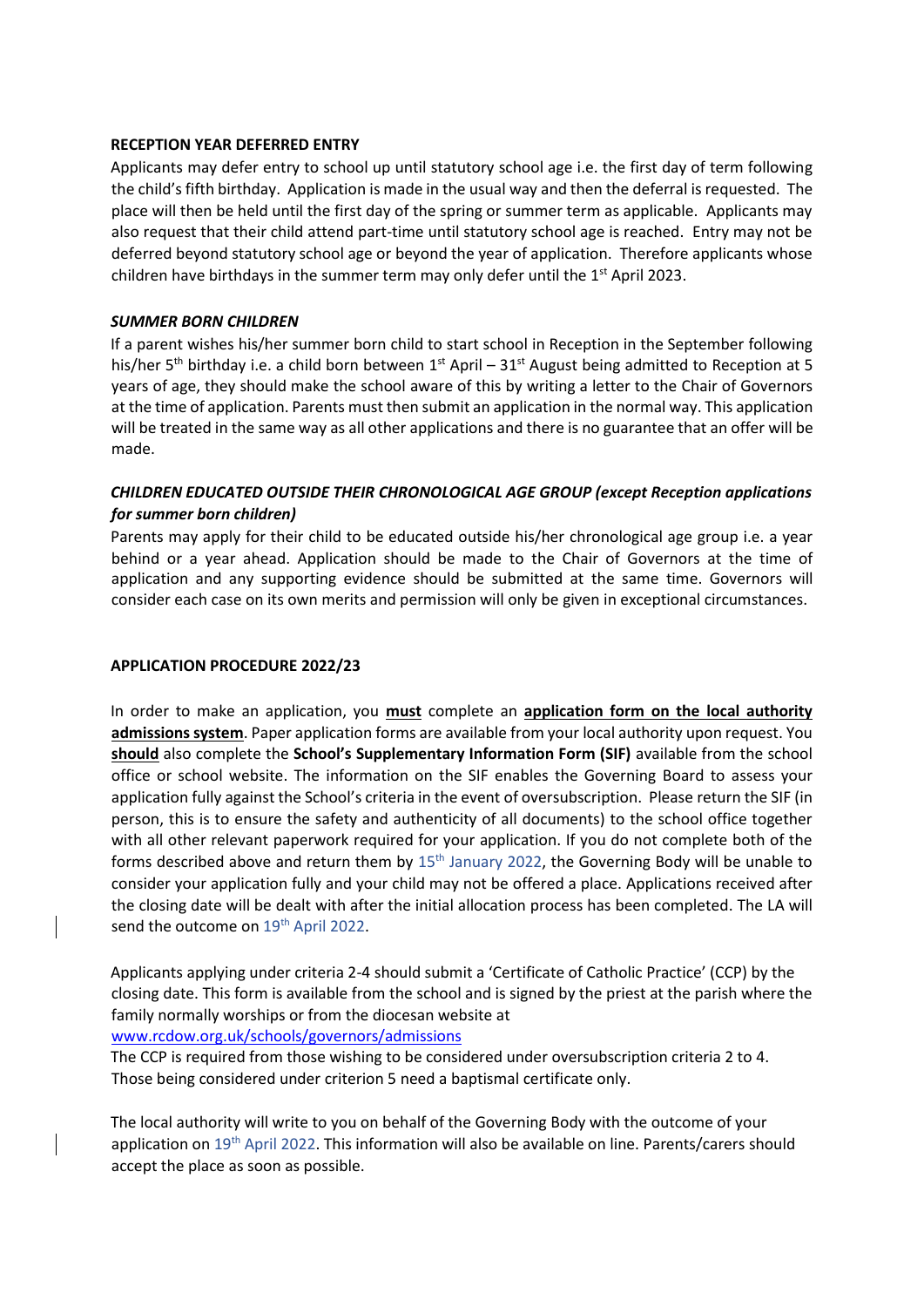**RECEPTION YEAR DEFERRED ENTRY**

Applicants may defer entry to school up until statutory school age i.e. the first day of term following the child's fifth birthday. Application is made in the usual way and then the deferral is requested. The place will then be held until the first day of the spring or summer term as applicable. Applicants may also request that their child attend part-time until statutory school age is reached. Entry may not be deferred beyond statutory school age or beyond the year of application. Therefore applicants whose children have birthdays in the summer term may only defer until the 1st April 2023.

***SUMMER BORN CHILDREN***

If a parent wishes his/her summer born child to start school in Reception in the September following his/her 5th birthday i.e. a child born between 1st April – 31st August being admitted to Reception at 5 years of age, they should make the school aware of this by writing a letter to the Chair of Governors at the time of application. Parents must then submit an application in the normal way. This application will be treated in the same way as all other applications and there is no guarantee that an offer will be made.

***CHILDREN EDUCATED OUTSIDE THEIR CHRONOLOGICAL AGE GROUP (except Reception applications for summer born children)***

Parents may apply for their child to be educated outside his/her chronological age group i.e. a year behind or a year ahead. Application should be made to the Chair of Governors at the time of application and any supporting evidence should be submitted at the same time. Governors will consider each case on its own merits and permission will only be given in exceptional circumstances.

**APPLICATION PROCEDURE 2022/23**

In order to make an application, you **must** complete an **application form on the local authority admissions system**. Paper application forms are available from your local authority upon request. You **should** also complete the **School's Supplementary Information Form (SIF)** available from the school office or school website. The information on the SIF enables the Governing Board to assess your application fully against the School's criteria in the event of oversubscription. Please return the SIF (in person, this is to ensure the safety and authenticity of all documents) to the school office together with all other relevant paperwork required for your application. If you do not complete both of the forms described above and return them by 15th January 2022, the Governing Body will be unable to consider your application fully and your child may not be offered a place. Applications received after the closing date will be dealt with after the initial allocation process has been completed. The LA will send the outcome on 19th April 2022.

Applicants applying under criteria 2-4 should submit a 'Certificate of Catholic Practice' (CCP) by the closing date. This form is available from the school and is signed by the priest at the parish where the family normally worships or from the diocesan website at [www.rcdow.org.uk/schools/governors/admissions](www.rcdow.org.uk/schools/governors/admissions)
The CCP is required from those wishing to be considered under oversubscription criteria 2 to 4. Those being considered under criterion 5 need a baptismal certificate only.

The local authority will write to you on behalf of the Governing Body with the outcome of your application on 19th April 2022. This information will also be available on line. Parents/carers should accept the place as soon as possible.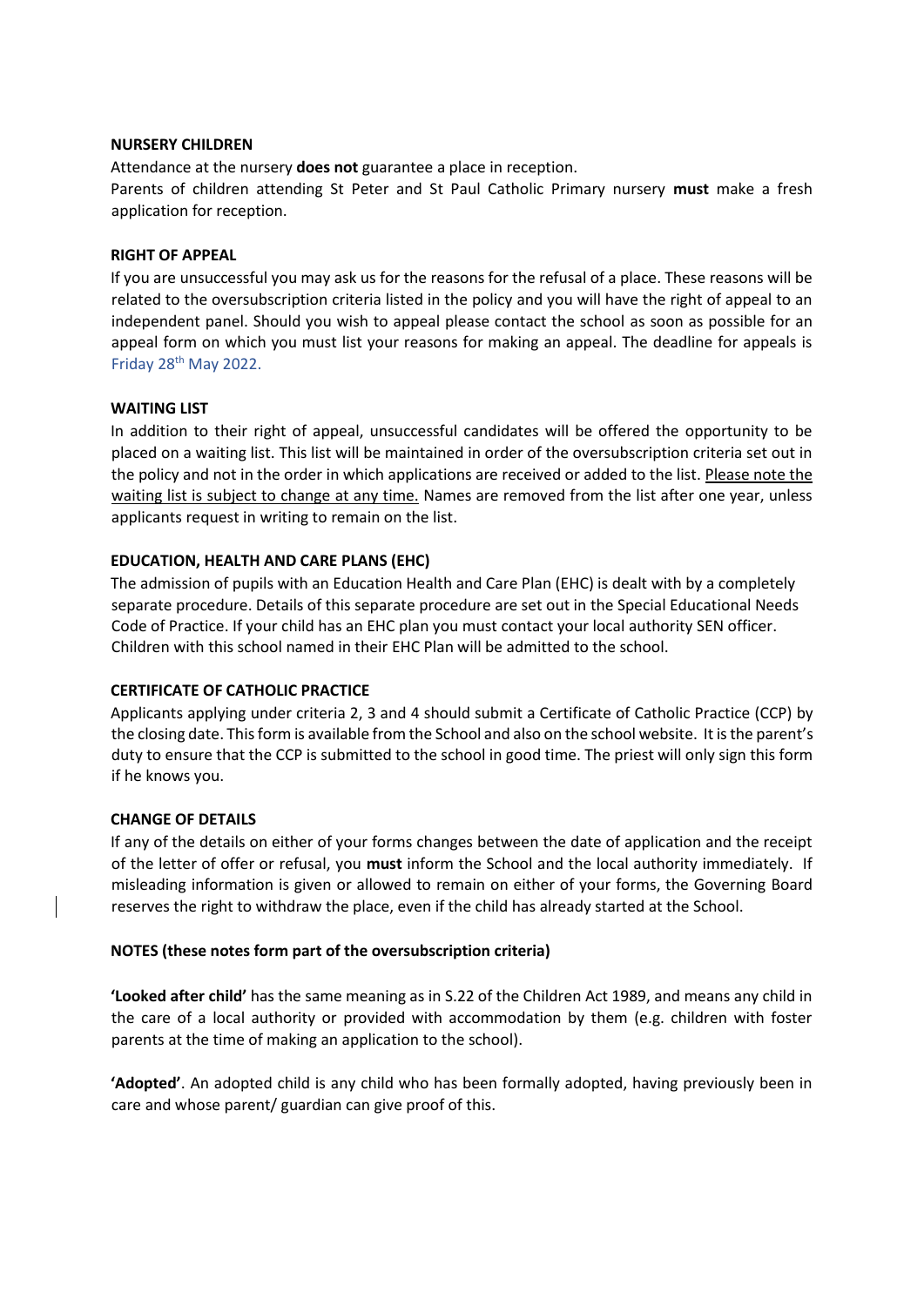**NURSERY CHILDREN**

Attendance at the nursery **does not** guarantee a place in reception.

Parents of children attending St Peter and St Paul Catholic Primary nursery **must** make a fresh application for reception.

**RIGHT OF APPEAL**

If you are unsuccessful you may ask us for the reasons for the refusal of a place. These reasons will be related to the oversubscription criteria listed in the policy and you will have the right of appeal to an independent panel. Should you wish to appeal please contact the school as soon as possible for an appeal form on which you must list your reasons for making an appeal. The deadline for appeals is Friday 28th May 2022.

**WAITING LIST**

In addition to their right of appeal, unsuccessful candidates will be offered the opportunity to be placed on a waiting list. This list will be maintained in order of the oversubscription criteria set out in the policy and not in the order in which applications are received or added to the list. Please note the waiting list is subject to change at any time. Names are removed from the list after one year, unless applicants request in writing to remain on the list.

**EDUCATION, HEALTH AND CARE PLANS (EHC)**

The admission of pupils with an Education Health and Care Plan (EHC) is dealt with by a completely separate procedure. Details of this separate procedure are set out in the Special Educational Needs Code of Practice. If your child has an EHC plan you must contact your local authority SEN officer. Children with this school named in their EHC Plan will be admitted to the school.

**CERTIFICATE OF CATHOLIC PRACTICE**

Applicants applying under criteria 2, 3 and 4 should submit a Certificate of Catholic Practice (CCP) by the closing date. This form is available from the School and also on the school website. It is the parent's duty to ensure that the CCP is submitted to the school in good time. The priest will only sign this form if he knows you.

**CHANGE OF DETAILS**

If any of the details on either of your forms changes between the date of application and the receipt of the letter of offer or refusal, you **must** inform the School and the local authority immediately. If misleading information is given or allowed to remain on either of your forms, the Governing Board reserves the right to withdraw the place, even if the child has already started at the School.

**NOTES (these notes form part of the oversubscription criteria)**

**'Looked after child'** has the same meaning as in S.22 of the Children Act 1989, and means any child in the care of a local authority or provided with accommodation by them (e.g. children with foster parents at the time of making an application to the school).

**'Adopted'**. An adopted child is any child who has been formally adopted, having previously been in care and whose parent/ guardian can give proof of this.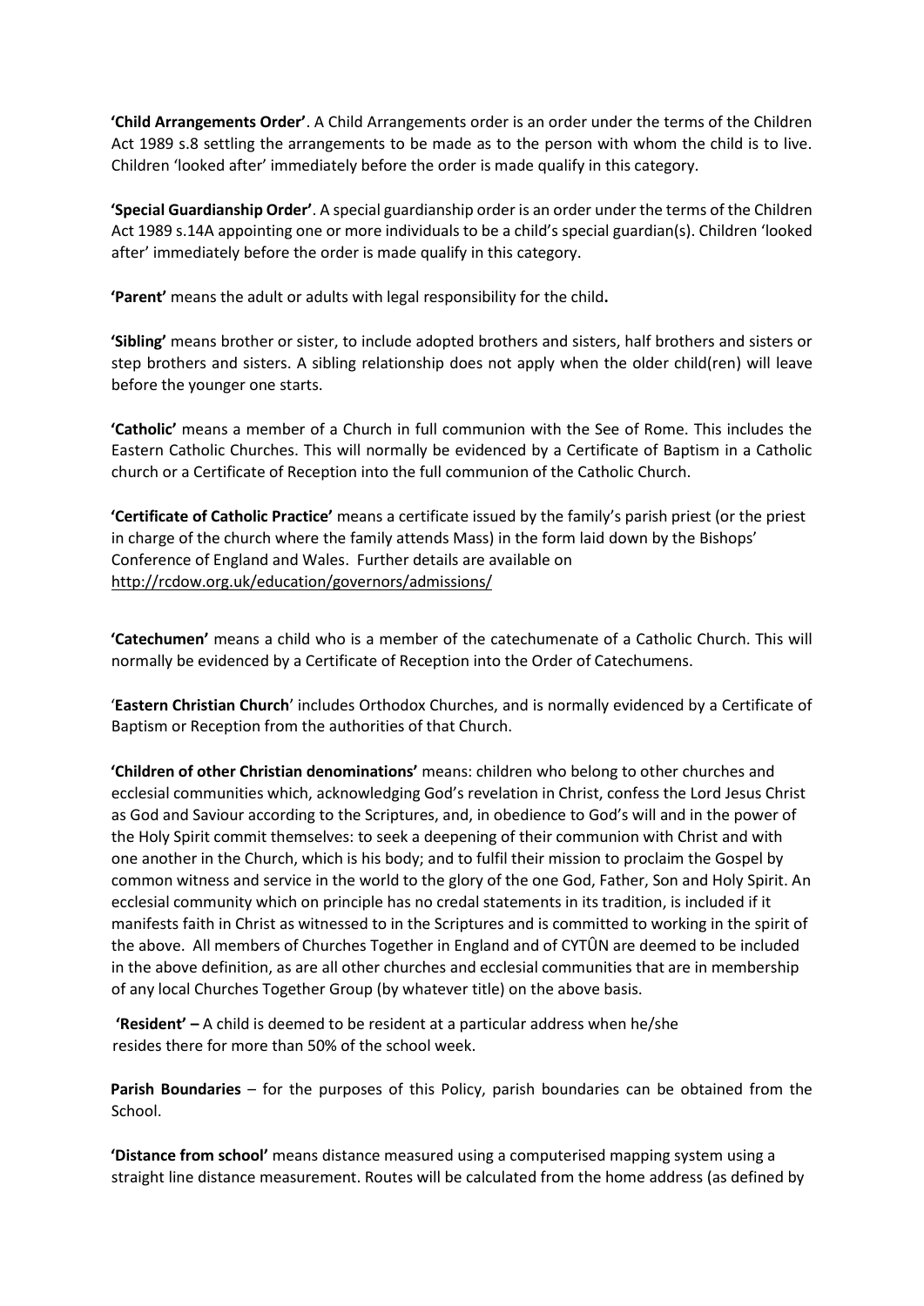**'Child Arrangements Order'**. A Child Arrangements order is an order under the terms of the Children Act 1989 s.8 settling the arrangements to be made as to the person with whom the child is to live. Children 'looked after' immediately before the order is made qualify in this category.

**'Special Guardianship Order'**. A special guardianship order is an order under the terms of the Children Act 1989 s.14A appointing one or more individuals to be a child's special guardian(s). Children 'looked after' immediately before the order is made qualify in this category.

**'Parent'** means the adult or adults with legal responsibility for the child**.**

**'Sibling'** means brother or sister, to include adopted brothers and sisters, half brothers and sisters or step brothers and sisters. A sibling relationship does not apply when the older child(ren) will leave before the younger one starts.

**'Catholic'** means a member of a Church in full communion with the See of Rome. This includes the Eastern Catholic Churches. This will normally be evidenced by a Certificate of Baptism in a Catholic church or a Certificate of Reception into the full communion of the Catholic Church.

**'Certificate of Catholic Practice'** means a certificate issued by the family's parish priest (or the priest in charge of the church where the family attends Mass) in the form laid down by the Bishops' Conference of England and Wales. Further details are available on http://rcdow.org.uk/education/governors/admissions/

**'Catechumen'** means a child who is a member of the catechumenate of a Catholic Church. This will normally be evidenced by a Certificate of Reception into the Order of Catechumens.

'**Eastern Christian Church**' includes Orthodox Churches, and is normally evidenced by a Certificate of Baptism or Reception from the authorities of that Church.

**'Children of other Christian denominations'** means: children who belong to other churches and ecclesial communities which, acknowledging God's revelation in Christ, confess the Lord Jesus Christ as God and Saviour according to the Scriptures, and, in obedience to God's will and in the power of the Holy Spirit commit themselves: to seek a deepening of their communion with Christ and with one another in the Church, which is his body; and to fulfil their mission to proclaim the Gospel by common witness and service in the world to the glory of the one God, Father, Son and Holy Spirit. An ecclesial community which on principle has no credal statements in its tradition, is included if it manifests faith in Christ as witnessed to in the Scriptures and is committed to working in the spirit of the above. All members of Churches Together in England and of CYTÛN are deemed to be included in the above definition, as are all other churches and ecclesial communities that are in membership of any local Churches Together Group (by whatever title) on the above basis.

**'Resident' –** A child is deemed to be resident at a particular address when he/she resides there for more than 50% of the school week.

**Parish Boundaries** – for the purposes of this Policy, parish boundaries can be obtained from the School.

**'Distance from school'** means distance measured using a computerised mapping system using a straight line distance measurement. Routes will be calculated from the home address (as defined by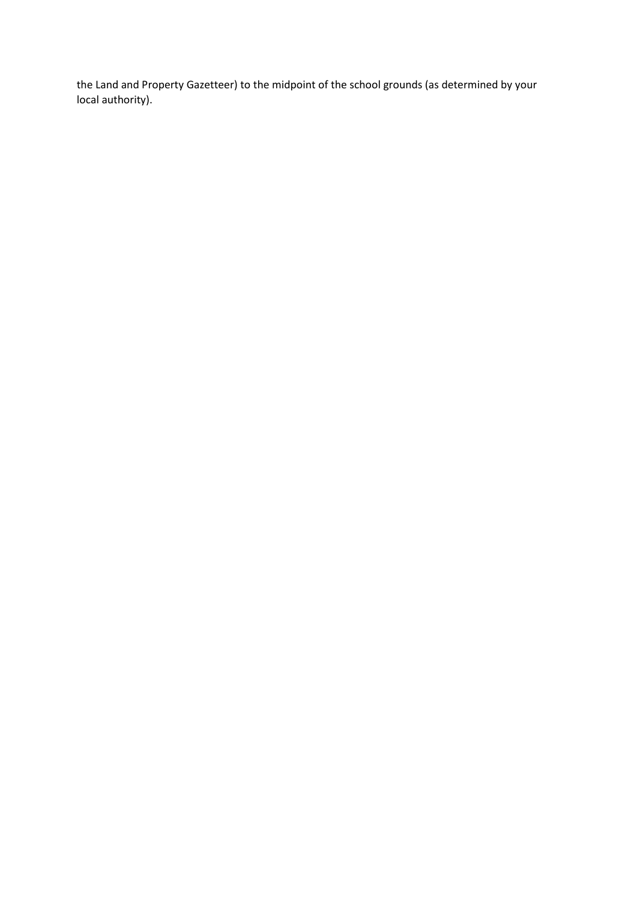the Land and Property Gazetteer) to the midpoint of the school grounds (as determined by your local authority).